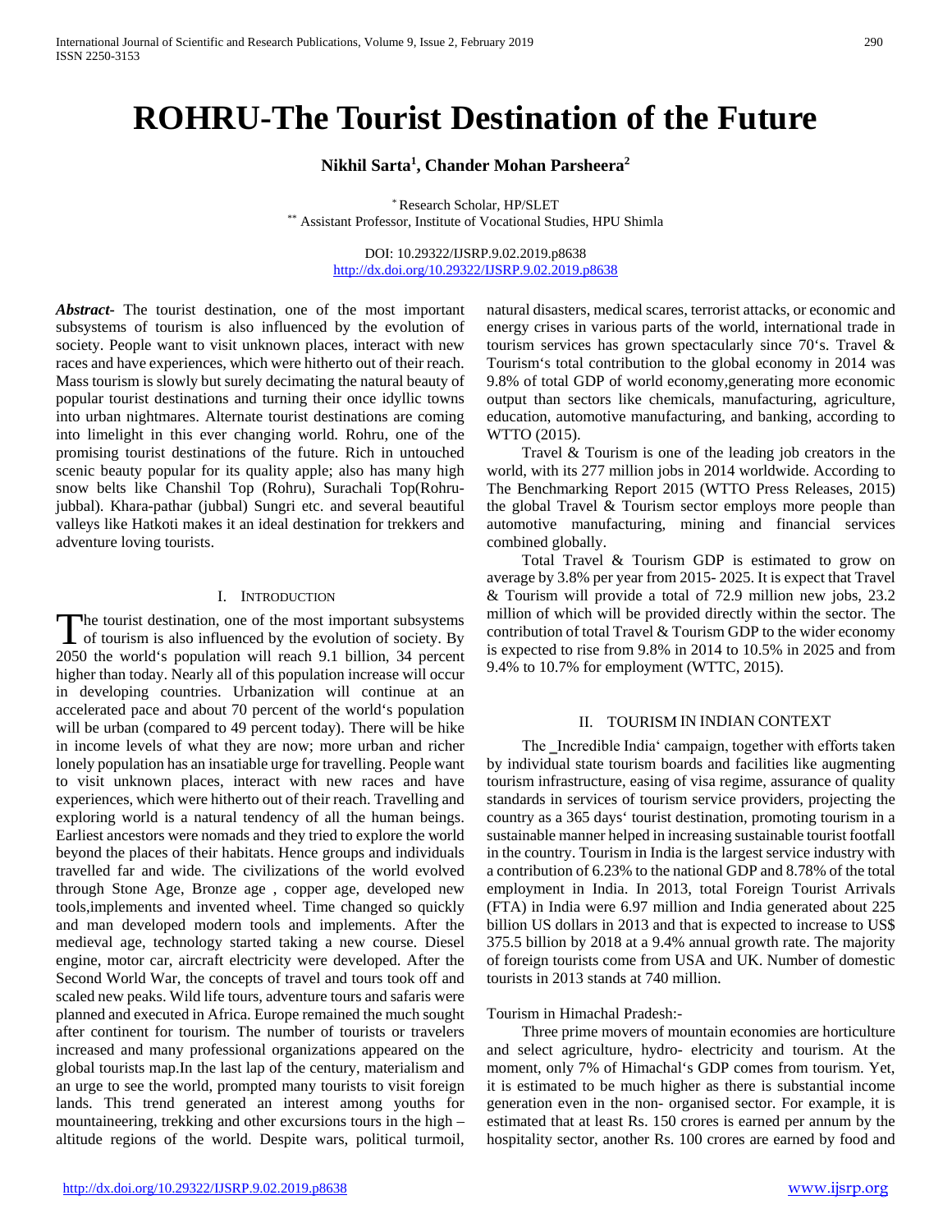# ROHRU-The Tourist Destination of the Future

**Nikhil Sarta[1], Chander Mohan Parsheera[2]**

[*] Research Scholar, HP/SLET
[**] Assistant Professor, Institute of Vocational Studies, HPU Shimla

DOI: 10.29322/IJSRP.9.02.2019.p8638
http://dx.doi.org/10.29322/IJSRP.9.02.2019.p8638

***Abstract-*** The tourist destination, one of the most important subsystems of tourism is also influenced by the evolution of society. People want to visit unknown places, interact with new races and have experiences, which were hitherto out of their reach. Mass tourism is slowly but surely decimating the natural beauty of popular tourist destinations and turning their once idyllic towns into urban nightmares. Alternate tourist destinations are coming into limelight in this ever changing world. Rohru, one of the promising tourist destinations of the future. Rich in untouched scenic beauty popular for its quality apple; also has many high snow belts like Chanshil Top (Rohru), Surachali Top(Rohru-jubbal). Khara-pathar (jubbal) Sungri etc. and several beautiful valleys like Hatkoti makes it an ideal destination for trekkers and adventure loving tourists.

## I. Introduction

The tourist destination, one of the most important subsystems of tourism is also influenced by the evolution of society. By 2050 the world's population will reach 9.1 billion, 34 percent higher than today. Nearly all of this population increase will occur in developing countries. Urbanization will continue at an accelerated pace and about 70 percent of the world's population will be urban (compared to 49 percent today). There will be hike in income levels of what they are now; more urban and richer lonely population has an insatiable urge for travelling. People want to visit unknown places, interact with new races and have experiences, which were hitherto out of their reach. Travelling and exploring world is a natural tendency of all the human beings. Earliest ancestors were nomads and they tried to explore the world beyond the places of their habitats. Hence groups and individuals travelled far and wide. The civilizations of the world evolved through Stone Age, Bronze age , copper age, developed new tools,implements and invented wheel. Time changed so quickly and man developed modern tools and implements. After the medieval age, technology started taking a new course. Diesel engine, motor car, aircraft electricity were developed. After the Second World War, the concepts of travel and tours took off and scaled new peaks. Wild life tours, adventure tours and safaris were planned and executed in Africa. Europe remained the much sought after continent for tourism. The number of tourists or travelers increased and many professional organizations appeared on the global tourists map.In the last lap of the century, materialism and an urge to see the world, prompted many tourists to visit foreign lands. This trend generated an interest among youths for mountaineering, trekking and other excursions tours in the high – altitude regions of the world. Despite wars, political turmoil, natural disasters, medical scares, terrorist attacks, or economic and energy crises in various parts of the world, international trade in tourism services has grown spectacularly since 70's. Travel & Tourism's total contribution to the global economy in 2014 was 9.8% of total GDP of world economy,generating more economic output than sectors like chemicals, manufacturing, agriculture, education, automotive manufacturing, and banking, according to WTTO (2015).

Travel & Tourism is one of the leading job creators in the world, with its 277 million jobs in 2014 worldwide. According to The Benchmarking Report 2015 (WTTO Press Releases, 2015) the global Travel & Tourism sector employs more people than automotive manufacturing, mining and financial services combined globally.

Total Travel & Tourism GDP is estimated to grow on average by 3.8% per year from 2015- 2025. It is expect that Travel & Tourism will provide a total of 72.9 million new jobs, 23.2 million of which will be provided directly within the sector. The contribution of total Travel & Tourism GDP to the wider economy is expected to rise from 9.8% in 2014 to 10.5% in 2025 and from 9.4% to 10.7% for employment (WTTC, 2015).

## II. Tourism in Indian Context

The ‗Incredible India' campaign, together with efforts taken by individual state tourism boards and facilities like augmenting tourism infrastructure, easing of visa regime, assurance of quality standards in services of tourism service providers, projecting the country as a 365 days' tourist destination, promoting tourism in a sustainable manner helped in increasing sustainable tourist footfall in the country. Tourism in India is the largest service industry with a contribution of 6.23% to the national GDP and 8.78% of the total employment in India. In 2013, total Foreign Tourist Arrivals (FTA) in India were 6.97 million and India generated about 225 billion US dollars in 2013 and that is expected to increase to US$ 375.5 billion by 2018 at a 9.4% annual growth rate. The majority of foreign tourists come from USA and UK. Number of domestic tourists in 2013 stands at 740 million.

Tourism in Himachal Pradesh:-

Three prime movers of mountain economies are horticulture and select agriculture, hydro- electricity and tourism. At the moment, only 7% of Himachal's GDP comes from tourism. Yet, it is estimated to be much higher as there is substantial income generation even in the non- organised sector. For example, it is estimated that at least Rs. 150 crores is earned per annum by the hospitality sector, another Rs. 100 crores are earned by food and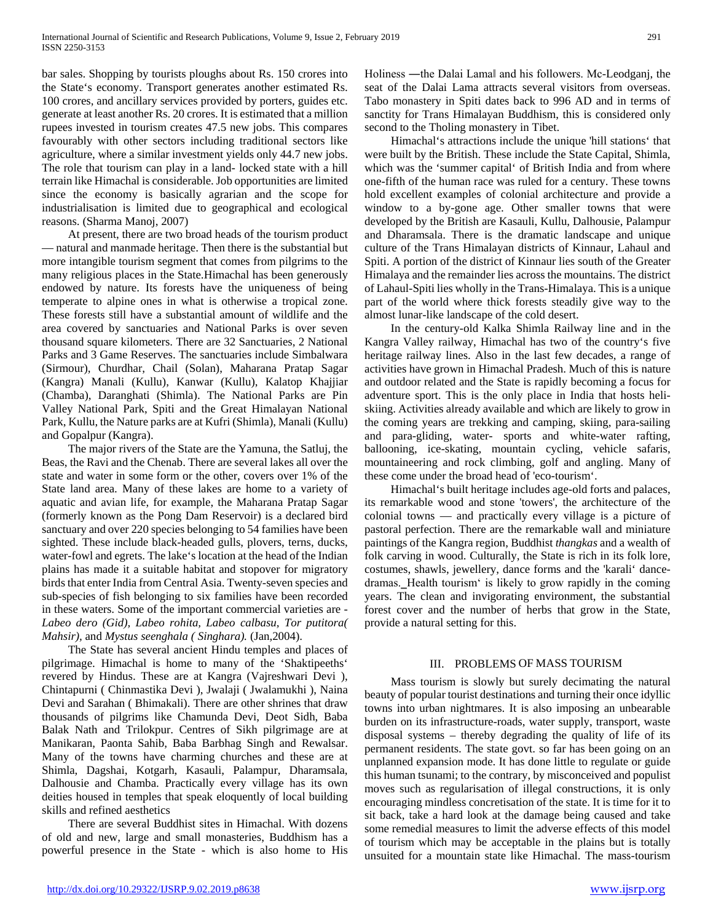bar sales. Shopping by tourists ploughs about Rs. 150 crores into the State's economy. Transport generates another estimated Rs. 100 crores, and ancillary services provided by porters, guides etc. generate at least another Rs. 20 crores. It is estimated that a million rupees invested in tourism creates 47.5 new jobs. This compares favourably with other sectors including traditional sectors like agriculture, where a similar investment yields only 44.7 new jobs. The role that tourism can play in a land- locked state with a hill terrain like Himachal is considerable. Job opportunities are limited since the economy is basically agrarian and the scope for industrialisation is limited due to geographical and ecological reasons. (Sharma Manoj, 2007)

At present, there are two broad heads of the tourism product — natural and manmade heritage. Then there is the substantial but more intangible tourism segment that comes from pilgrims to the many religious places in the State.Himachal has been generously endowed by nature. Its forests have the uniqueness of being temperate to alpine ones in what is otherwise a tropical zone. These forests still have a substantial amount of wildlife and the area covered by sanctuaries and National Parks is over seven thousand square kilometers. There are 32 Sanctuaries, 2 National Parks and 3 Game Reserves. The sanctuaries include Simbalwara (Sirmour), Churdhar, Chail (Solan), Maharana Pratap Sagar (Kangra) Manali (Kullu), Kanwar (Kullu), Kalatop Khajjiar (Chamba), Daranghati (Shimla). The National Parks are Pin Valley National Park, Spiti and the Great Himalayan National Park, Kullu, the Nature parks are at Kufri (Shimla), Manali (Kullu) and Gopalpur (Kangra).

The major rivers of the State are the Yamuna, the Satluj, the Beas, the Ravi and the Chenab. There are several lakes all over the state and water in some form or the other, covers over 1% of the State land area. Many of these lakes are home to a variety of aquatic and avian life, for example, the Maharana Pratap Sagar (formerly known as the Pong Dam Reservoir) is a declared bird sanctuary and over 220 species belonging to 54 families have been sighted. These include black-headed gulls, plovers, terns, ducks, water-fowl and egrets. The lake's location at the head of the Indian plains has made it a suitable habitat and stopover for migratory birds that enter India from Central Asia. Twenty-seven species and sub-species of fish belonging to six families have been recorded in these waters. Some of the important commercial varieties are - *Labeo dero (Gid), Labeo rohita, Labeo calbasu, Tor putitora( Mahsir),* and *Mystus seenghala ( Singhara).* (Jan,2004).

The State has several ancient Hindu temples and places of pilgrimage. Himachal is home to many of the 'Shaktipeeths' revered by Hindus. These are at Kangra (Vajreshwari Devi ), Chintapurni ( Chinmastika Devi ), Jwalaji ( Jwalamukhi ), Naina Devi and Sarahan ( Bhimakali). There are other shrines that draw thousands of pilgrims like Chamunda Devi, Deot Sidh, Baba Balak Nath and Trilokpur. Centres of Sikh pilgrimage are at Manikaran, Paonta Sahib, Baba Barbhag Singh and Rewalsar. Many of the towns have charming churches and these are at Shimla, Dagshai, Kotgarh, Kasauli, Palampur, Dharamsala, Dalhousie and Chamba. Practically every village has its own deities housed in temples that speak eloquently of local building skills and refined aesthetics

There are several Buddhist sites in Himachal. With dozens of old and new, large and small monasteries, Buddhism has a powerful presence in the State - which is also home to His Holiness ―the Dalai Lama‖ and his followers. Mc-Leodganj, the seat of the Dalai Lama attracts several visitors from overseas. Tabo monastery in Spiti dates back to 996 AD and in terms of sanctity for Trans Himalayan Buddhism, this is considered only second to the Tholing monastery in Tibet.

Himachal's attractions include the unique 'hill stations' that were built by the British. These include the State Capital, Shimla, which was the 'summer capital' of British India and from where one-fifth of the human race was ruled for a century. These towns hold excellent examples of colonial architecture and provide a window to a by-gone age. Other smaller towns that were developed by the British are Kasauli, Kullu, Dalhousie, Palampur and Dharamsala. There is the dramatic landscape and unique culture of the Trans Himalayan districts of Kinnaur, Lahaul and Spiti. A portion of the district of Kinnaur lies south of the Greater Himalaya and the remainder lies across the mountains. The district of Lahaul-Spiti lies wholly in the Trans-Himalaya. This is a unique part of the world where thick forests steadily give way to the almost lunar-like landscape of the cold desert.

In the century-old Kalka Shimla Railway line and in the Kangra Valley railway, Himachal has two of the country's five heritage railway lines. Also in the last few decades, a range of activities have grown in Himachal Pradesh. Much of this is nature and outdoor related and the State is rapidly becoming a focus for adventure sport. This is the only place in India that hosts heli-skiing. Activities already available and which are likely to grow in the coming years are trekking and camping, skiing, para-sailing and para-gliding, water- sports and white-water rafting, ballooning, ice-skating, mountain cycling, vehicle safaris, mountaineering and rock climbing, golf and angling. Many of these come under the broad head of 'eco-tourism'.

Himachal's built heritage includes age-old forts and palaces, its remarkable wood and stone 'towers', the architecture of the colonial towns — and practically every village is a picture of pastoral perfection. There are the remarkable wall and miniature paintings of the Kangra region, Buddhist *thangkas* and a wealth of folk carving in wood. Culturally, the State is rich in its folk lore, costumes, shawls, jewellery, dance forms and the 'karali' dance-dramas. ‗Health tourism' is likely to grow rapidly in the coming years. The clean and invigorating environment, the substantial forest cover and the number of herbs that grow in the State, provide a natural setting for this.

## III. PROBLEMS OF MASS TOURISM

Mass tourism is slowly but surely decimating the natural beauty of popular tourist destinations and turning their once idyllic towns into urban nightmares. It is also imposing an unbearable burden on its infrastructure-roads, water supply, transport, waste disposal systems – thereby degrading the quality of life of its permanent residents. The state govt. so far has been going on an unplanned expansion mode. It has done little to regulate or guide this human tsunami; to the contrary, by misconceived and populist moves such as regularisation of illegal constructions, it is only encouraging mindless concretisation of the state. It is time for it to sit back, take a hard look at the damage being caused and take some remedial measures to limit the adverse effects of this model of tourism which may be acceptable in the plains but is totally unsuited for a mountain state like Himachal. The mass-tourism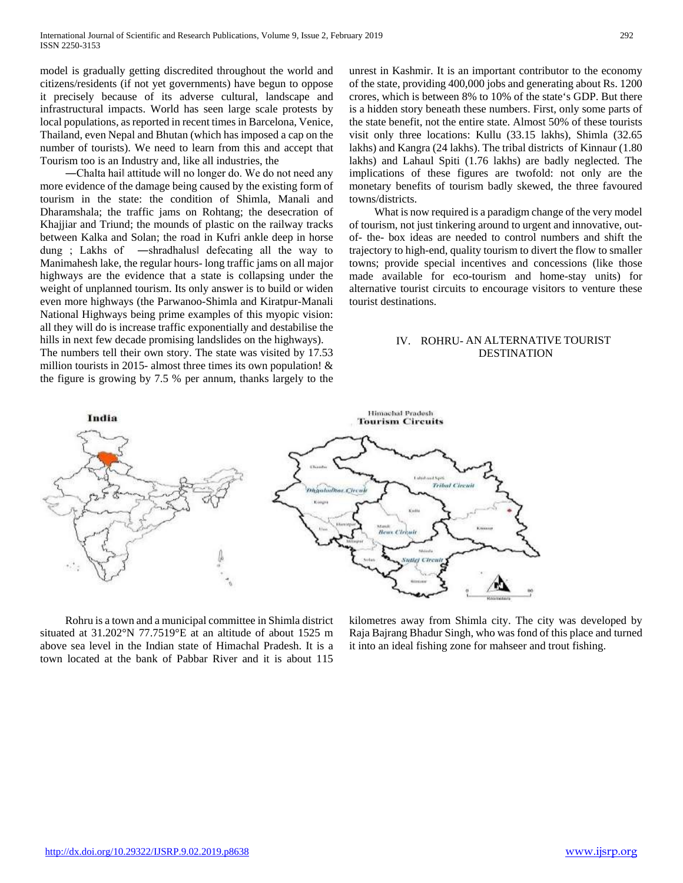model is gradually getting discredited throughout the world and citizens/residents (if not yet governments) have begun to oppose it precisely because of its adverse cultural, landscape and infrastructural impacts. World has seen large scale protests by local populations, as reported in recent times in Barcelona, Venice, Thailand, even Nepal and Bhutan (which has imposed a cap on the number of tourists). We need to learn from this and accept that Tourism too is an Industry and, like all industries, the

―Chalta hai‖ attitude will no longer do. We do not need any more evidence of the damage being caused by the existing form of tourism in the state: the condition of Shimla, Manali and Dharamshala; the traffic jams on Rohtang; the desecration of Khajjiar and Triund; the mounds of plastic on the railway tracks between Kalka and Solan; the road in Kufri ankle deep in horse dung ; Lakhs of ―shradhalus‖ defecating all the way to Manimahesh lake, the regular hours- long traffic jams on all major highways are the evidence that a state is collapsing under the weight of unplanned tourism. Its only answer is to build or widen even more highways (the Parwanoo-Shimla and Kiratpur-Manali National Highways being prime examples of this myopic vision: all they will do is increase traffic exponentially and destabilise the hills in next few decade promising landslides on the highways).
The numbers tell their own story. The state was visited by 17.53 million tourists in 2015- almost three times its own population! & the figure is growing by 7.5 % per annum, thanks largely to the unrest in Kashmir. It is an important contributor to the economy of the state, providing 400,000 jobs and generating about Rs. 1200 crores, which is between 8% to 10% of the state's GDP. But there is a hidden story beneath these numbers. First, only some parts of the state benefit, not the entire state. Almost 50% of these tourists visit only three locations: Kullu (33.15 lakhs), Shimla (32.65 lakhs) and Kangra (24 lakhs). The tribal districts of Kinnaur (1.80 lakhs) and Lahaul Spiti (1.76 lakhs) are badly neglected. The implications of these figures are twofold: not only are the monetary benefits of tourism badly skewed, the three favoured towns/districts.

What is now required is a paradigm change of the very model of tourism, not just tinkering around to urgent and innovative, out-of- the- box ideas are needed to control numbers and shift the trajectory to high-end, quality tourism to divert the flow to smaller towns; provide special incentives and concessions (like those made available for eco-tourism and home-stay units) for alternative tourist circuits to encourage visitors to venture these tourist destinations.

## IV. ROHRU- AN ALTERNATIVE TOURIST DESTINATION

Rohru is a town and a municipal committee in Shimla district situated at 31.202°N 77.7519°E at an altitude of about 1525 m above sea level in the Indian state of Himachal Pradesh. It is a town located at the bank of Pabbar River and it is about 115 kilometres away from Shimla city. The city was developed by Raja Bajrang Bhadur Singh, who was fond of this place and turned it into an ideal fishing zone for mahseer and trout fishing.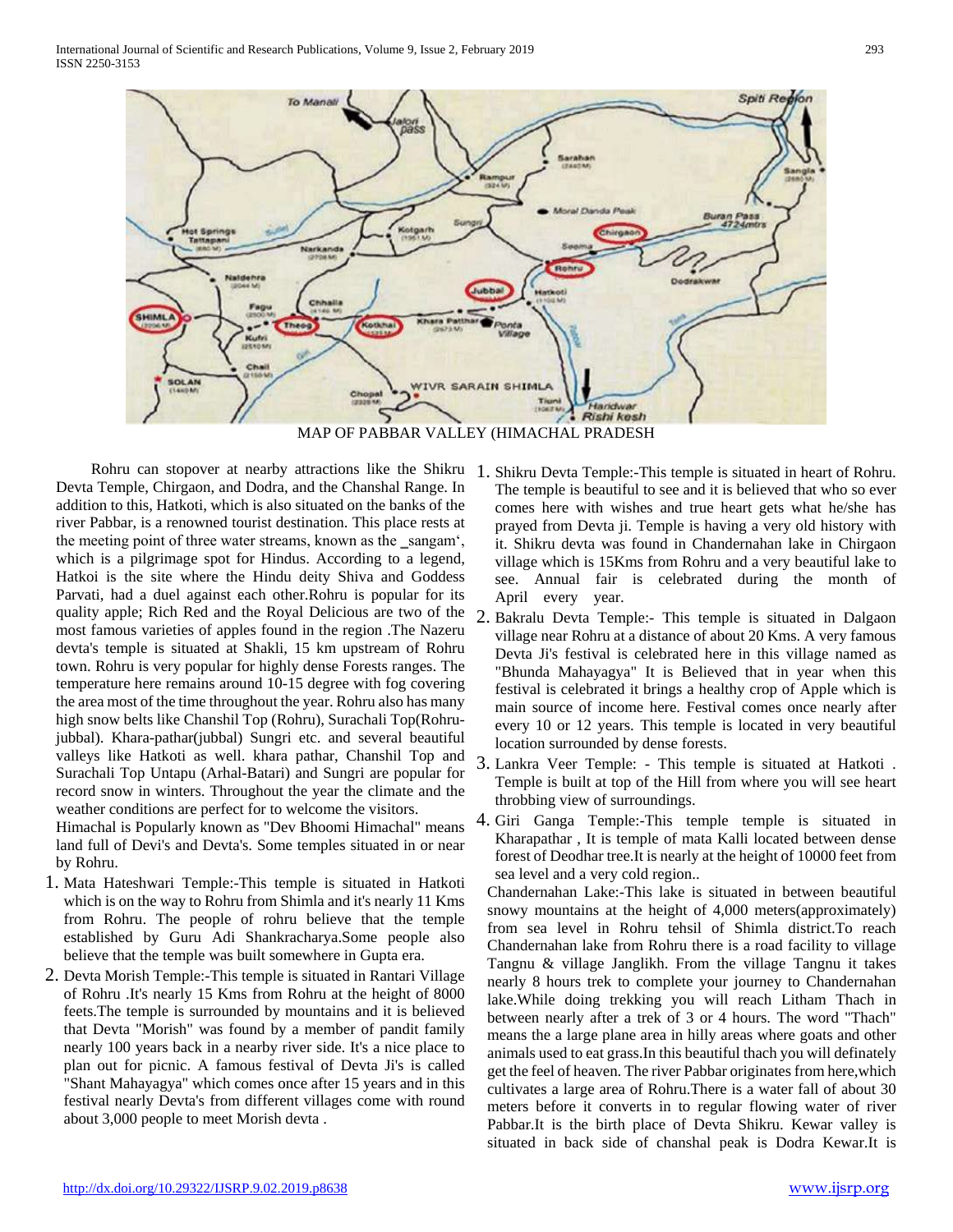MAP OF PABBAR VALLEY (HIMACHAL PRADESH

Rohru can stopover at nearby attractions like the Shikru Devta Temple, Chirgaon, and Dodra, and the Chanshal Range. In addition to this, Hatkoti, which is also situated on the banks of the river Pabbar, is a renowned tourist destination. This place rests at the meeting point of three water streams, known as the _sangam', which is a pilgrimage spot for Hindus. According to a legend, Hatkoi is the site where the Hindu deity Shiva and Goddess Parvati, had a duel against each other.Rohru is popular for its quality apple; Rich Red and the Royal Delicious are two of the most famous varieties of apples found in the region .The Nazeru devta's temple is situated at Shakli, 15 km upstream of Rohru town. Rohru is very popular for highly dense Forests ranges. The temperature here remains around 10-15 degree with fog covering the area most of the time throughout the year. Rohru also has many high snow belts like Chanshil Top (Rohru), Surachali Top(Rohru-jubbal). Khara-pathar(jubbal) Sungri etc. and several beautiful valleys like Hatkoti as well. khara pathar, Chanshil Top and Surachali Top Untapu (Arhal-Batari) and Sungri are popular for record snow in winters. Throughout the year the climate and the weather conditions are perfect for to welcome the visitors.

Himachal is Popularly known as "Dev Bhoomi Himachal" means land full of Devi's and Devta's. Some temples situated in or near by Rohru.

1. Mata Hateshwari Temple:-This temple is situated in Hatkoti which is on the way to Rohru from Shimla and it's nearly 11 Kms from Rohru. The people of rohru believe that the temple established by Guru Adi Shankracharya.Some people also believe that the temple was built somewhere in Gupta era.
2. Devta Morish Temple:-This temple is situated in Rantari Village of Rohru .It's nearly 15 Kms from Rohru at the height of 8000 feets.The temple is surrounded by mountains and it is believed that Devta "Morish" was found by a member of pandit family nearly 100 years back in a nearby river side. It's a nice place to plan out for picnic. A famous festival of Devta Ji's is called "Shant Mahayagya" which comes once after 15 years and in this festival nearly Devta's from different villages come with round about 3,000 people to meet Morish devta .

1. Shikru Devta Temple:-This temple is situated in heart of Rohru. The temple is beautiful to see and it is believed that who so ever comes here with wishes and true heart gets what he/she has prayed from Devta ji. Temple is having a very old history with it. Shikru devta was found in Chandernahan lake in Chirgaon village which is 15Kms from Rohru and a very beautiful lake to see. Annual fair is celebrated during the month of April every year.
2. Bakralu Devta Temple:- This temple is situated in Dalgaon village near Rohru at a distance of about 20 Kms. A very famous Devta Ji's festival is celebrated here in this village named as "Bhunda Mahayagya" It is Believed that in year when this festival is celebrated it brings a healthy crop of Apple which is main source of income here. Festival comes once nearly after every 10 or 12 years. This temple is located in very beautiful location surrounded by dense forests.
3. Lankra Veer Temple: - This temple is situated at Hatkoti . Temple is built at top of the Hill from where you will see heart throbbing view of surroundings.
4. Giri Ganga Temple:-This temple temple is situated in Kharapathar , It is temple of mata Kalli located between dense forest of Deodhar tree.It is nearly at the height of 10000 feet from sea level and a very cold region..

Chandernahan Lake:-This lake is situated in between beautiful snowy mountains at the height of 4,000 meters(approximately) from sea level in Rohru tehsil of Shimla district.To reach Chandernahan lake from Rohru there is a road facility to village Tangnu & village Janglikh. From the village Tangnu it takes nearly 8 hours trek to complete your journey to Chandernahan lake.While doing trekking you will reach Litham Thach in between nearly after a trek of 3 or 4 hours. The word "Thach" means the a large plane area in hilly areas where goats and other animals used to eat grass.In this beautiful thach you will definately get the feel of heaven. The river Pabbar originates from here,which cultivates a large area of Rohru.There is a water fall of about 30 meters before it converts in to regular flowing water of river Pabbar.It is the birth place of Devta Shikru. Kewar valley is situated in back side of chanshal peak is Dodra Kewar.It is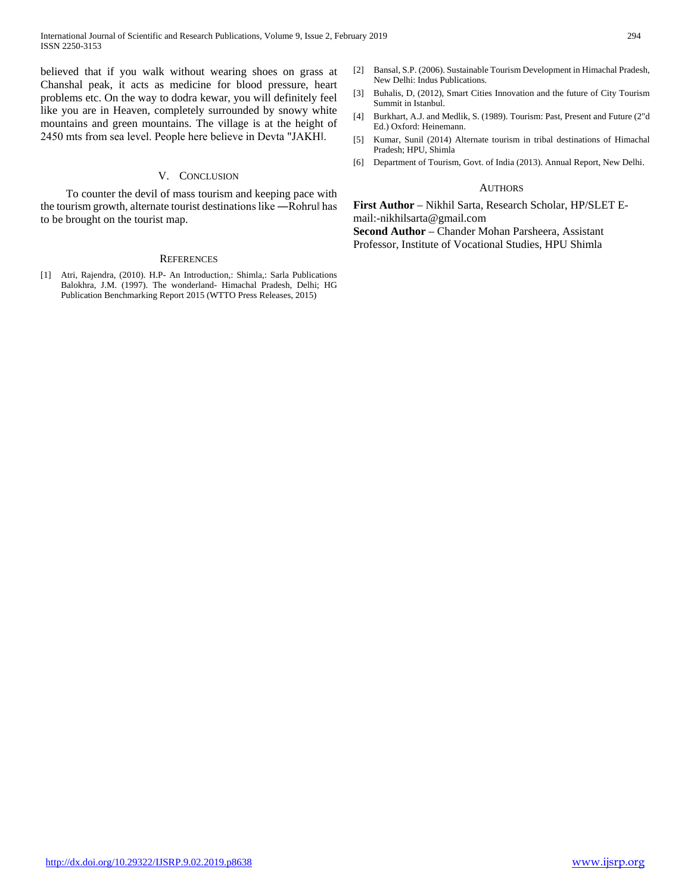believed that if you walk without wearing shoes on grass at Chanshal peak, it acts as medicine for blood pressure, heart problems etc. On the way to dodra kewar, you will definitely feel like you are in Heaven, completely surrounded by snowy white mountains and green mountains. The village is at the height of 2450 mts from sea level. People here believe in Devta "JAKH‖.

## V. Conclusion

To counter the devil of mass tourism and keeping pace with the tourism growth, alternate tourist destinations like ―Rohru‖ has to be brought on the tourist map.

## References

[1] Atri, Rajendra, (2010). H.P- An Introduction,: Shimla,: Sarla Publications Balokhra, J.M. (1997). The wonderland- Himachal Pradesh, Delhi; HG Publication Benchmarking Report 2015 (WTTO Press Releases, 2015)

[2] Bansal, S.P. (2006). Sustainable Tourism Development in Himachal Pradesh, New Delhi: Indus Publications.

[3] Buhalis, D, (2012), Smart Cities Innovation and the future of City Tourism Summit in Istanbul.

[4] Burkhart, A.J. and Medlik, S. (1989). Tourism: Past, Present and Future (2"d Ed.) Oxford: Heinemann.

[5] Kumar, Sunil (2014) Alternate tourism in tribal destinations of Himachal Pradesh; HPU, Shimla

[6] Department of Tourism, Govt. of India (2013). Annual Report, New Delhi.

## Authors

**First Author** – Nikhil Sarta, Research Scholar, HP/SLET E-mail:-nikhilsarta@gmail.com

**Second Author** – Chander Mohan Parsheera, Assistant Professor, Institute of Vocational Studies, HPU Shimla